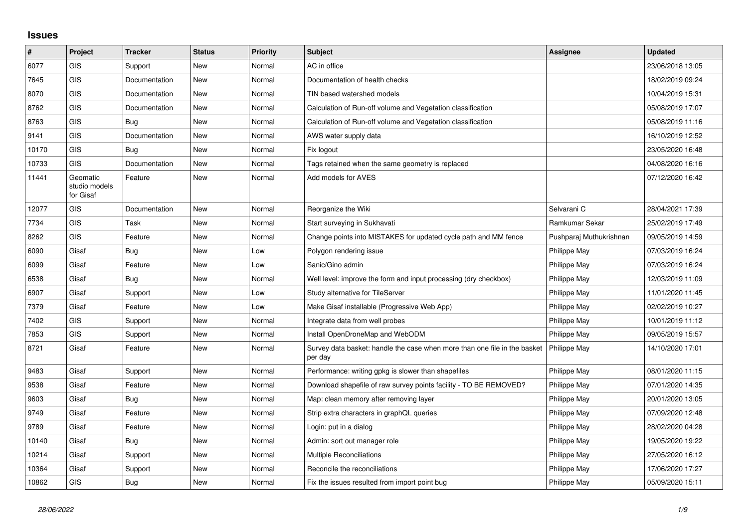# Issues

| # | Project | Tracker | Status | Priority | Subject | Assignee | Updated |
|---|---|---|---|---|---|---|---|
| 6077 | GIS | Support | New | Normal | AC in office | | 23/06/2018 13:05 |
| 7645 | GIS | Documentation | New | Normal | Documentation of health checks | | 18/02/2019 09:24 |
| 8070 | GIS | Documentation | New | Normal | TIN based watershed models | | 10/04/2019 15:31 |
| 8762 | GIS | Documentation | New | Normal | Calculation of Run-off volume and Vegetation classification | | 05/08/2019 17:07 |
| 8763 | GIS | Bug | New | Normal | Calculation of Run-off volume and Vegetation classification | | 05/08/2019 11:16 |
| 9141 | GIS | Documentation | New | Normal | AWS water supply data | | 16/10/2019 12:52 |
| 10170 | GIS | Bug | New | Normal | Fix logout | | 23/05/2020 16:48 |
| 10733 | GIS | Documentation | New | Normal | Tags retained when the same geometry is replaced | | 04/08/2020 16:16 |
| 11441 | Geomatic studio models for Gisaf | Feature | New | Normal | Add models for AVES | | 07/12/2020 16:42 |
| 12077 | GIS | Documentation | New | Normal | Reorganize the Wiki | Selvarani C | 28/04/2021 17:39 |
| 7734 | GIS | Task | New | Normal | Start surveying in Sukhavati | Ramkumar Sekar | 25/02/2019 17:49 |
| 8262 | GIS | Feature | New | Normal | Change points into MISTAKES for updated cycle path and MM fence | Pushparaj Muthukrishnan | 09/05/2019 14:59 |
| 6090 | Gisaf | Bug | New | Low | Polygon rendering issue | Philippe May | 07/03/2019 16:24 |
| 6099 | Gisaf | Feature | New | Low | Sanic/Gino admin | Philippe May | 07/03/2019 16:24 |
| 6538 | Gisaf | Bug | New | Normal | Well level: improve the form and input processing (dry checkbox) | Philippe May | 12/03/2019 11:09 |
| 6907 | Gisaf | Support | New | Low | Study alternative for TileServer | Philippe May | 11/01/2020 11:45 |
| 7379 | Gisaf | Feature | New | Low | Make Gisaf installable (Progressive Web App) | Philippe May | 02/02/2019 10:27 |
| 7402 | GIS | Support | New | Normal | Integrate data from well probes | Philippe May | 10/01/2019 11:12 |
| 7853 | GIS | Support | New | Normal | Install OpenDroneMap and WebODM | Philippe May | 09/05/2019 15:57 |
| 8721 | Gisaf | Feature | New | Normal | Survey data basket: handle the case when more than one file in the basket per day | Philippe May | 14/10/2020 17:01 |
| 9483 | Gisaf | Support | New | Normal | Performance: writing gpkg is slower than shapefiles | Philippe May | 08/01/2020 11:15 |
| 9538 | Gisaf | Feature | New | Normal | Download shapefile of raw survey points facility - TO BE REMOVED? | Philippe May | 07/01/2020 14:35 |
| 9603 | Gisaf | Bug | New | Normal | Map: clean memory after removing layer | Philippe May | 20/01/2020 13:05 |
| 9749 | Gisaf | Feature | New | Normal | Strip extra characters in graphQL queries | Philippe May | 07/09/2020 12:48 |
| 9789 | Gisaf | Feature | New | Normal | Login: put in a dialog | Philippe May | 28/02/2020 04:28 |
| 10140 | Gisaf | Bug | New | Normal | Admin: sort out manager role | Philippe May | 19/05/2020 19:22 |
| 10214 | Gisaf | Support | New | Normal | Multiple Reconciliations | Philippe May | 27/05/2020 16:12 |
| 10364 | Gisaf | Support | New | Normal | Reconcile the reconciliations | Philippe May | 17/06/2020 17:27 |
| 10862 | GIS | Bug | New | Normal | Fix the issues resulted from import point bug | Philippe May | 05/09/2020 15:11 |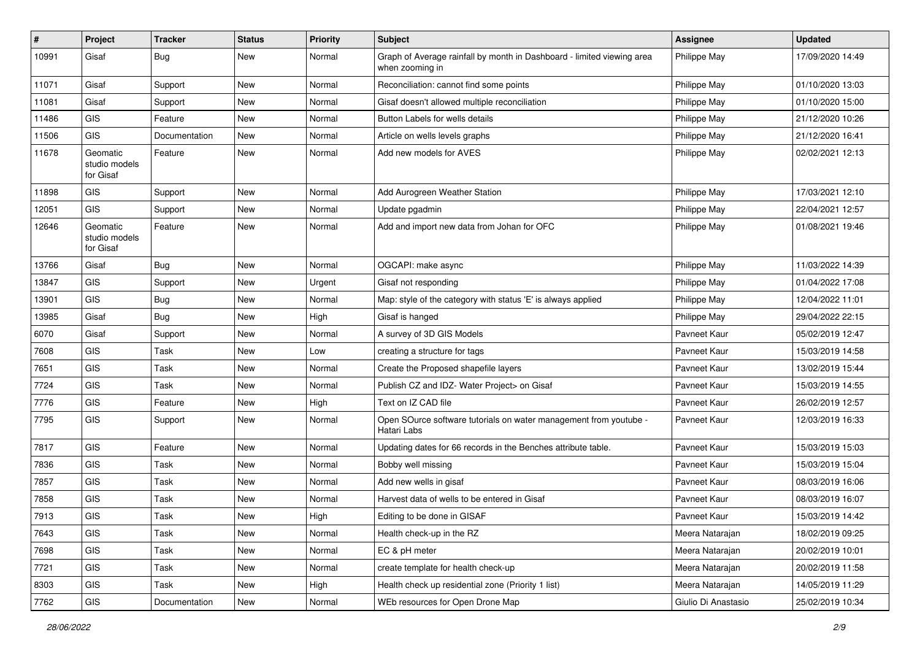| # | Project | Tracker | Status | Priority | Subject | Assignee | Updated |
|---|---|---|---|---|---|---|---|
| 10991 | Gisaf | Bug | New | Normal | Graph of Average rainfall by month in Dashboard - limited viewing area when zooming in | Philippe May | 17/09/2020 14:49 |
| 11071 | Gisaf | Support | New | Normal | Reconciliation: cannot find some points | Philippe May | 01/10/2020 13:03 |
| 11081 | Gisaf | Support | New | Normal | Gisaf doesn't allowed multiple reconciliation | Philippe May | 01/10/2020 15:00 |
| 11486 | GIS | Feature | New | Normal | Button Labels for wells details | Philippe May | 21/12/2020 10:26 |
| 11506 | GIS | Documentation | New | Normal | Article on wells levels graphs | Philippe May | 21/12/2020 16:41 |
| 11678 | Geomatic studio models for Gisaf | Feature | New | Normal | Add new models for AVES | Philippe May | 02/02/2021 12:13 |
| 11898 | GIS | Support | New | Normal | Add Aurogreen Weather Station | Philippe May | 17/03/2021 12:10 |
| 12051 | GIS | Support | New | Normal | Update pgadmin | Philippe May | 22/04/2021 12:57 |
| 12646 | Geomatic studio models for Gisaf | Feature | New | Normal | Add and import new data from Johan for OFC | Philippe May | 01/08/2021 19:46 |
| 13766 | Gisaf | Bug | New | Normal | OGCAPI: make async | Philippe May | 11/03/2022 14:39 |
| 13847 | GIS | Support | New | Urgent | Gisaf not responding | Philippe May | 01/04/2022 17:08 |
| 13901 | GIS | Bug | New | Normal | Map: style of the category with status 'E' is always applied | Philippe May | 12/04/2022 11:01 |
| 13985 | Gisaf | Bug | New | High | Gisaf is hanged | Philippe May | 29/04/2022 22:15 |
| 6070 | Gisaf | Support | New | Normal | A survey of 3D GIS Models | Pavneet Kaur | 05/02/2019 12:47 |
| 7608 | GIS | Task | New | Low | creating a structure for tags | Pavneet Kaur | 15/03/2019 14:58 |
| 7651 | GIS | Task | New | Normal | Create the Proposed shapefile layers | Pavneet Kaur | 13/02/2019 15:44 |
| 7724 | GIS | Task | New | Normal | Publish CZ and IDZ- Water Project> on Gisaf | Pavneet Kaur | 15/03/2019 14:55 |
| 7776 | GIS | Feature | New | High | Text on IZ CAD file | Pavneet Kaur | 26/02/2019 12:57 |
| 7795 | GIS | Support | New | Normal | Open SOurce software tutorials on water management from youtube - Hatari Labs | Pavneet Kaur | 12/03/2019 16:33 |
| 7817 | GIS | Feature | New | Normal | Updating dates for 66 records in the Benches attribute table. | Pavneet Kaur | 15/03/2019 15:03 |
| 7836 | GIS | Task | New | Normal | Bobby well missing | Pavneet Kaur | 15/03/2019 15:04 |
| 7857 | GIS | Task | New | Normal | Add new wells in gisaf | Pavneet Kaur | 08/03/2019 16:06 |
| 7858 | GIS | Task | New | Normal | Harvest data of wells to be entered in Gisaf | Pavneet Kaur | 08/03/2019 16:07 |
| 7913 | GIS | Task | New | High | Editing to be done in GISAF | Pavneet Kaur | 15/03/2019 14:42 |
| 7643 | GIS | Task | New | Normal | Health check-up in the RZ | Meera Natarajan | 18/02/2019 09:25 |
| 7698 | GIS | Task | New | Normal | EC & pH meter | Meera Natarajan | 20/02/2019 10:01 |
| 7721 | GIS | Task | New | Normal | create template for health check-up | Meera Natarajan | 20/02/2019 11:58 |
| 8303 | GIS | Task | New | High | Health check up residential zone (Priority 1 list) | Meera Natarajan | 14/05/2019 11:29 |
| 7762 | GIS | Documentation | New | Normal | WEb resources for Open Drone Map | Giulio Di Anastasio | 25/02/2019 10:34 |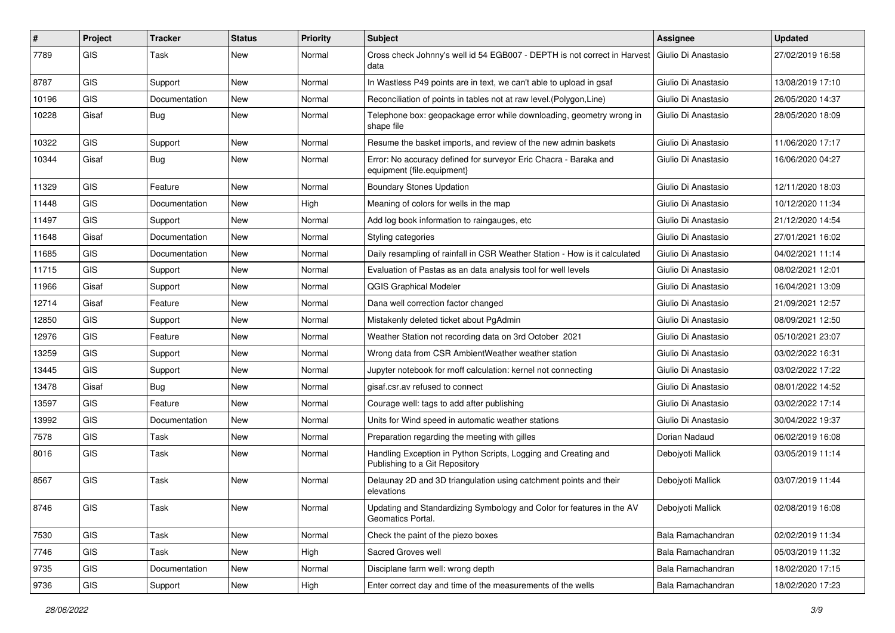| # | Project | Tracker | Status | Priority | Subject | Assignee | Updated |
|---|---|---|---|---|---|---|---|
| 7789 | GIS | Task | New | Normal | Cross check Johnny's well id 54 EGB007 - DEPTH is not correct in Harvest data | Giulio Di Anastasio | 27/02/2019 16:58 |
| 8787 | GIS | Support | New | Normal | In Wastless P49 points are in text, we can't able to upload in gsaf | Giulio Di Anastasio | 13/08/2019 17:10 |
| 10196 | GIS | Documentation | New | Normal | Reconciliation of points in tables not at raw level.(Polygon,Line) | Giulio Di Anastasio | 26/05/2020 14:37 |
| 10228 | Gisaf | Bug | New | Normal | Telephone box: geopackage error while downloading, geometry wrong in shape file | Giulio Di Anastasio | 28/05/2020 18:09 |
| 10322 | GIS | Support | New | Normal | Resume the basket imports, and review of the new admin baskets | Giulio Di Anastasio | 11/06/2020 17:17 |
| 10344 | Gisaf | Bug | New | Normal | Error: No accuracy defined for surveyor Eric Chacra - Baraka and equipment {file.equipment} | Giulio Di Anastasio | 16/06/2020 04:27 |
| 11329 | GIS | Feature | New | Normal | Boundary Stones Updation | Giulio Di Anastasio | 12/11/2020 18:03 |
| 11448 | GIS | Documentation | New | High | Meaning of colors for wells in the map | Giulio Di Anastasio | 10/12/2020 11:34 |
| 11497 | GIS | Support | New | Normal | Add log book information to raingauges, etc | Giulio Di Anastasio | 21/12/2020 14:54 |
| 11648 | Gisaf | Documentation | New | Normal | Styling categories | Giulio Di Anastasio | 27/01/2021 16:02 |
| 11685 | GIS | Documentation | New | Normal | Daily resampling of rainfall in CSR Weather Station - How is it calculated | Giulio Di Anastasio | 04/02/2021 11:14 |
| 11715 | GIS | Support | New | Normal | Evaluation of Pastas as an data analysis tool for well levels | Giulio Di Anastasio | 08/02/2021 12:01 |
| 11966 | Gisaf | Support | New | Normal | QGIS Graphical Modeler | Giulio Di Anastasio | 16/04/2021 13:09 |
| 12714 | Gisaf | Feature | New | Normal | Dana well correction factor changed | Giulio Di Anastasio | 21/09/2021 12:57 |
| 12850 | GIS | Support | New | Normal | Mistakenly deleted ticket about PgAdmin | Giulio Di Anastasio | 08/09/2021 12:50 |
| 12976 | GIS | Feature | New | Normal | Weather Station not recording data on 3rd October 2021 | Giulio Di Anastasio | 05/10/2021 23:07 |
| 13259 | GIS | Support | New | Normal | Wrong data from CSR AmbientWeather weather station | Giulio Di Anastasio | 03/02/2022 16:31 |
| 13445 | GIS | Support | New | Normal | Jupyter notebook for rnoff calculation: kernel not connecting | Giulio Di Anastasio | 03/02/2022 17:22 |
| 13478 | Gisaf | Bug | New | Normal | gisaf.csr.av refused to connect | Giulio Di Anastasio | 08/01/2022 14:52 |
| 13597 | GIS | Feature | New | Normal | Courage well: tags to add after publishing | Giulio Di Anastasio | 03/02/2022 17:14 |
| 13992 | GIS | Documentation | New | Normal | Units for Wind speed in automatic weather stations | Giulio Di Anastasio | 30/04/2022 19:37 |
| 7578 | GIS | Task | New | Normal | Preparation regarding the meeting with gilles | Dorian Nadaud | 06/02/2019 16:08 |
| 8016 | GIS | Task | New | Normal | Handling Exception in Python Scripts, Logging and Creating and Publishing to a Git Repository | Debojyoti Mallick | 03/05/2019 11:14 |
| 8567 | GIS | Task | New | Normal | Delaunay 2D and 3D triangulation using catchment points and their elevations | Debojyoti Mallick | 03/07/2019 11:44 |
| 8746 | GIS | Task | New | Normal | Updating and Standardizing Symbology and Color for features in the AV Geomatics Portal. | Debojyoti Mallick | 02/08/2019 16:08 |
| 7530 | GIS | Task | New | Normal | Check the paint of the piezo boxes | Bala Ramachandran | 02/02/2019 11:34 |
| 7746 | GIS | Task | New | High | Sacred Groves well | Bala Ramachandran | 05/03/2019 11:32 |
| 9735 | GIS | Documentation | New | Normal | Disciplane farm well: wrong depth | Bala Ramachandran | 18/02/2020 17:15 |
| 9736 | GIS | Support | New | High | Enter correct day and time of the measurements of the wells | Bala Ramachandran | 18/02/2020 17:23 |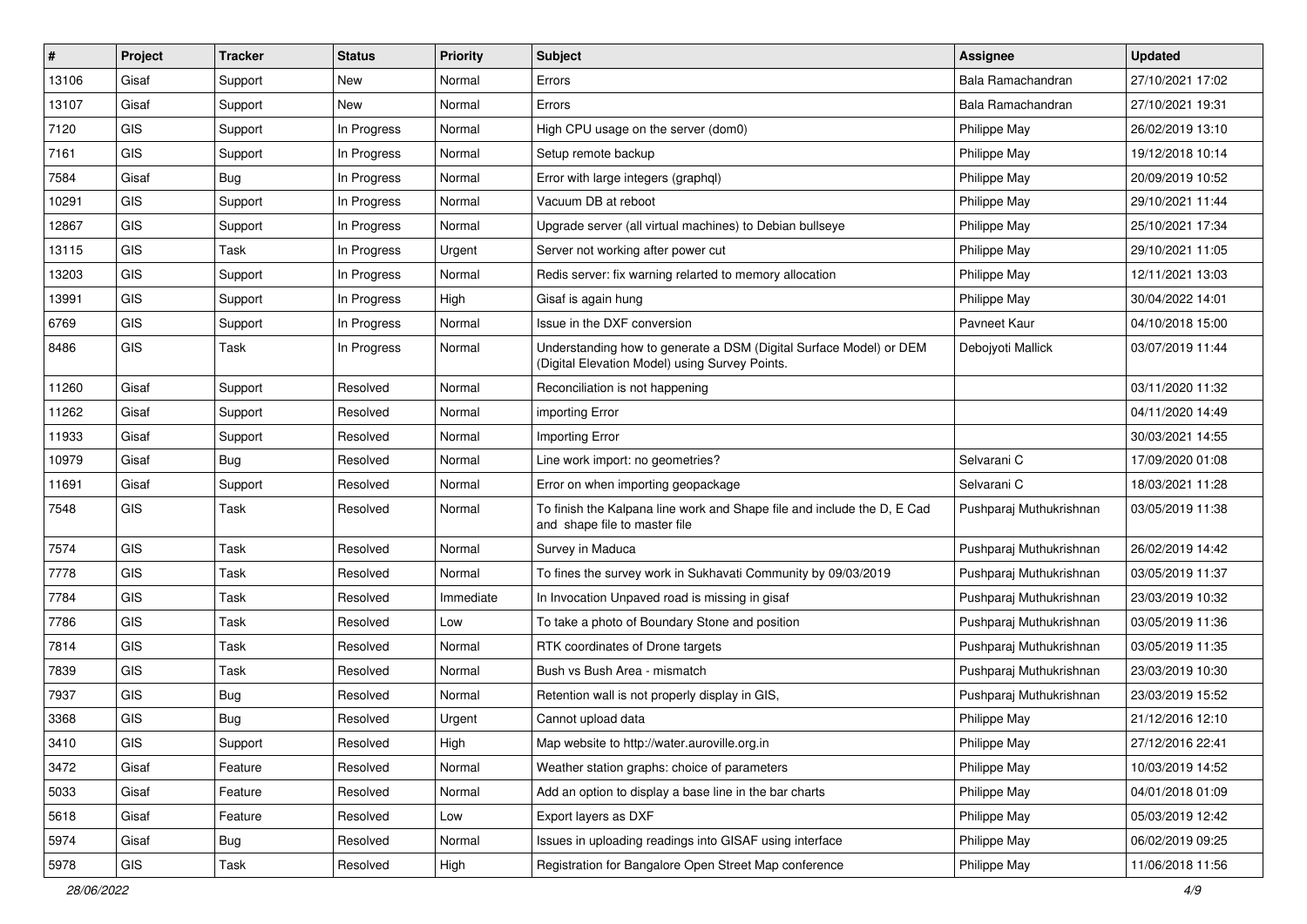| # | Project | Tracker | Status | Priority | Subject | Assignee | Updated |
|---|---|---|---|---|---|---|---|
| 13106 | Gisaf | Support | New | Normal | Errors | Bala Ramachandran | 27/10/2021 17:02 |
| 13107 | Gisaf | Support | New | Normal | Errors | Bala Ramachandran | 27/10/2021 19:31 |
| 7120 | GIS | Support | In Progress | Normal | High CPU usage on the server (dom0) | Philippe May | 26/02/2019 13:10 |
| 7161 | GIS | Support | In Progress | Normal | Setup remote backup | Philippe May | 19/12/2018 10:14 |
| 7584 | Gisaf | Bug | In Progress | Normal | Error with large integers (graphql) | Philippe May | 20/09/2019 10:52 |
| 10291 | GIS | Support | In Progress | Normal | Vacuum DB at reboot | Philippe May | 29/10/2021 11:44 |
| 12867 | GIS | Support | In Progress | Normal | Upgrade server (all virtual machines) to Debian bullseye | Philippe May | 25/10/2021 17:34 |
| 13115 | GIS | Task | In Progress | Urgent | Server not working after power cut | Philippe May | 29/10/2021 11:05 |
| 13203 | GIS | Support | In Progress | Normal | Redis server: fix warning relarted to memory allocation | Philippe May | 12/11/2021 13:03 |
| 13991 | GIS | Support | In Progress | High | Gisaf is again hung | Philippe May | 30/04/2022 14:01 |
| 6769 | GIS | Support | In Progress | Normal | Issue in the DXF conversion | Pavneet Kaur | 04/10/2018 15:00 |
| 8486 | GIS | Task | In Progress | Normal | Understanding how to generate a DSM (Digital Surface Model) or DEM (Digital Elevation Model) using Survey Points. | Debojyoti Mallick | 03/07/2019 11:44 |
| 11260 | Gisaf | Support | Resolved | Normal | Reconciliation is not happening | | 03/11/2020 11:32 |
| 11262 | Gisaf | Support | Resolved | Normal | importing Error | | 04/11/2020 14:49 |
| 11933 | Gisaf | Support | Resolved | Normal | Importing Error | | 30/03/2021 14:55 |
| 10979 | Gisaf | Bug | Resolved | Normal | Line work import: no geometries? | Selvarani C | 17/09/2020 01:08 |
| 11691 | Gisaf | Support | Resolved | Normal | Error on when importing geopackage | Selvarani C | 18/03/2021 11:28 |
| 7548 | GIS | Task | Resolved | Normal | To finish the Kalpana line work and Shape file and include the D, E Cad and shape file to master file | Pushparaj Muthukrishnan | 03/05/2019 11:38 |
| 7574 | GIS | Task | Resolved | Normal | Survey in Maduca | Pushparaj Muthukrishnan | 26/02/2019 14:42 |
| 7778 | GIS | Task | Resolved | Normal | To fines the survey work in Sukhavati Community by 09/03/2019 | Pushparaj Muthukrishnan | 03/05/2019 11:37 |
| 7784 | GIS | Task | Resolved | Immediate | In Invocation Unpaved road is missing in gisaf | Pushparaj Muthukrishnan | 23/03/2019 10:32 |
| 7786 | GIS | Task | Resolved | Low | To take a photo of Boundary Stone and position | Pushparaj Muthukrishnan | 03/05/2019 11:36 |
| 7814 | GIS | Task | Resolved | Normal | RTK coordinates of Drone targets | Pushparaj Muthukrishnan | 03/05/2019 11:35 |
| 7839 | GIS | Task | Resolved | Normal | Bush vs Bush Area - mismatch | Pushparaj Muthukrishnan | 23/03/2019 10:30 |
| 7937 | GIS | Bug | Resolved | Normal | Retention wall is not properly display in GIS, | Pushparaj Muthukrishnan | 23/03/2019 15:52 |
| 3368 | GIS | Bug | Resolved | Urgent | Cannot upload data | Philippe May | 21/12/2016 12:10 |
| 3410 | GIS | Support | Resolved | High | Map website to http://water.auroville.org.in | Philippe May | 27/12/2016 22:41 |
| 3472 | Gisaf | Feature | Resolved | Normal | Weather station graphs: choice of parameters | Philippe May | 10/03/2019 14:52 |
| 5033 | Gisaf | Feature | Resolved | Normal | Add an option to display a base line in the bar charts | Philippe May | 04/01/2018 01:09 |
| 5618 | Gisaf | Feature | Resolved | Low | Export layers as DXF | Philippe May | 05/03/2019 12:42 |
| 5974 | Gisaf | Bug | Resolved | Normal | Issues in uploading readings into GISAF using interface | Philippe May | 06/02/2019 09:25 |
| 5978 | GIS | Task | Resolved | High | Registration for Bangalore Open Street Map conference | Philippe May | 11/06/2018 11:56 |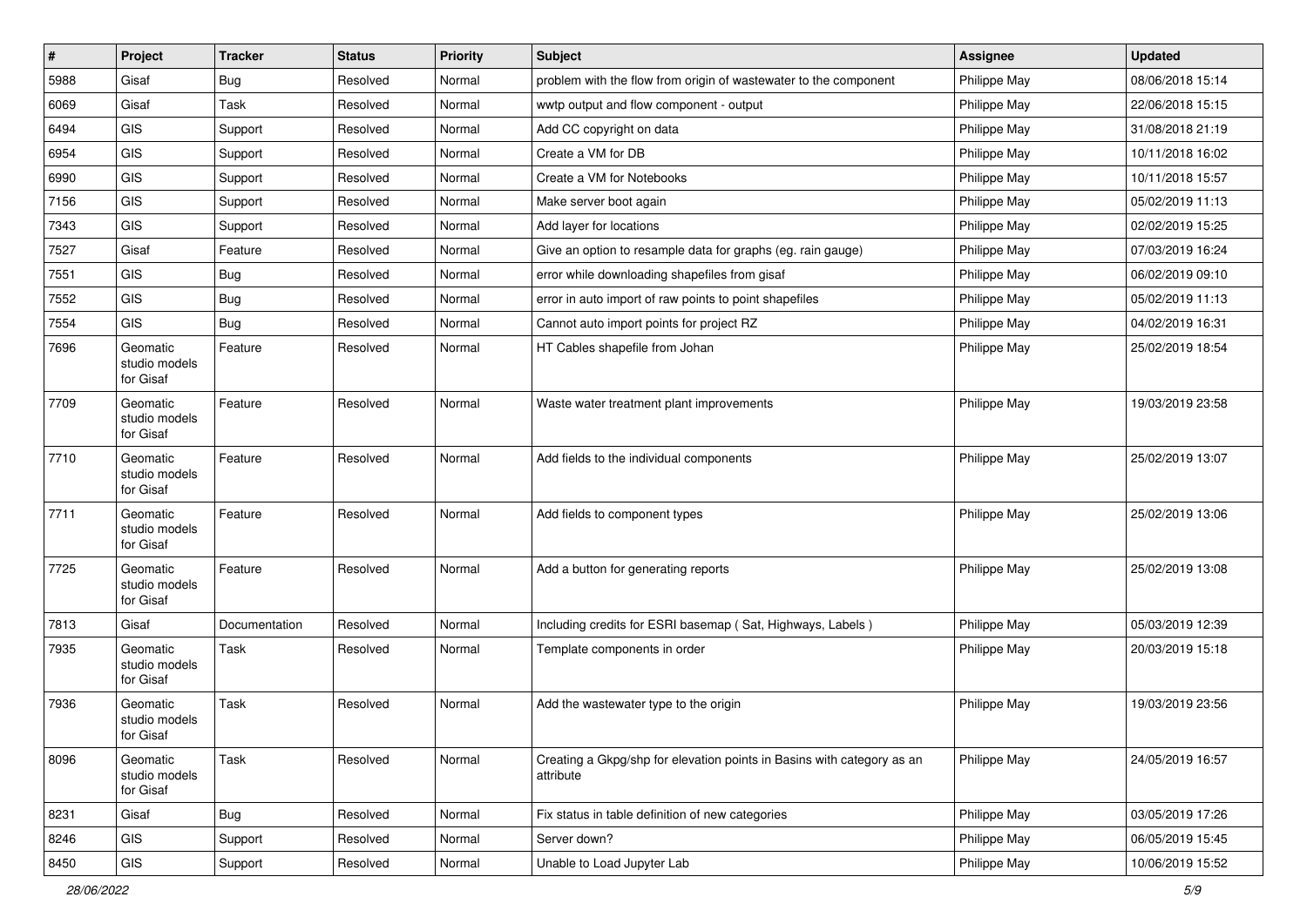| # | Project | Tracker | Status | Priority | Subject | Assignee | Updated |
|---|---|---|---|---|---|---|---|
| 5988 | Gisaf | Bug | Resolved | Normal | problem with the flow from origin of wastewater to the component | Philippe May | 08/06/2018 15:14 |
| 6069 | Gisaf | Task | Resolved | Normal | wwtp output and flow component - output | Philippe May | 22/06/2018 15:15 |
| 6494 | GIS | Support | Resolved | Normal | Add CC copyright on data | Philippe May | 31/08/2018 21:19 |
| 6954 | GIS | Support | Resolved | Normal | Create a VM for DB | Philippe May | 10/11/2018 16:02 |
| 6990 | GIS | Support | Resolved | Normal | Create a VM for Notebooks | Philippe May | 10/11/2018 15:57 |
| 7156 | GIS | Support | Resolved | Normal | Make server boot again | Philippe May | 05/02/2019 11:13 |
| 7343 | GIS | Support | Resolved | Normal | Add layer for locations | Philippe May | 02/02/2019 15:25 |
| 7527 | Gisaf | Feature | Resolved | Normal | Give an option to resample data for graphs (eg. rain gauge) | Philippe May | 07/03/2019 16:24 |
| 7551 | GIS | Bug | Resolved | Normal | error while downloading shapefiles from gisaf | Philippe May | 06/02/2019 09:10 |
| 7552 | GIS | Bug | Resolved | Normal | error in auto import of raw points to point shapefiles | Philippe May | 05/02/2019 11:13 |
| 7554 | GIS | Bug | Resolved | Normal | Cannot auto import points for project RZ | Philippe May | 04/02/2019 16:31 |
| 7696 | Geomatic studio models for Gisaf | Feature | Resolved | Normal | HT Cables shapefile from Johan | Philippe May | 25/02/2019 18:54 |
| 7709 | Geomatic studio models for Gisaf | Feature | Resolved | Normal | Waste water treatment plant improvements | Philippe May | 19/03/2019 23:58 |
| 7710 | Geomatic studio models for Gisaf | Feature | Resolved | Normal | Add fields to the individual components | Philippe May | 25/02/2019 13:07 |
| 7711 | Geomatic studio models for Gisaf | Feature | Resolved | Normal | Add fields to component types | Philippe May | 25/02/2019 13:06 |
| 7725 | Geomatic studio models for Gisaf | Feature | Resolved | Normal | Add a button for generating reports | Philippe May | 25/02/2019 13:08 |
| 7813 | Gisaf | Documentation | Resolved | Normal | Including credits for ESRI basemap ( Sat, Highways, Labels ) | Philippe May | 05/03/2019 12:39 |
| 7935 | Geomatic studio models for Gisaf | Task | Resolved | Normal | Template components in order | Philippe May | 20/03/2019 15:18 |
| 7936 | Geomatic studio models for Gisaf | Task | Resolved | Normal | Add the wastewater type to the origin | Philippe May | 19/03/2019 23:56 |
| 8096 | Geomatic studio models for Gisaf | Task | Resolved | Normal | Creating a Gkpg/shp for elevation points in Basins with category as an attribute | Philippe May | 24/05/2019 16:57 |
| 8231 | Gisaf | Bug | Resolved | Normal | Fix status in table definition of new categories | Philippe May | 03/05/2019 17:26 |
| 8246 | GIS | Support | Resolved | Normal | Server down? | Philippe May | 06/05/2019 15:45 |
| 8450 | GIS | Support | Resolved | Normal | Unable to Load Jupyter Lab | Philippe May | 10/06/2019 15:52 |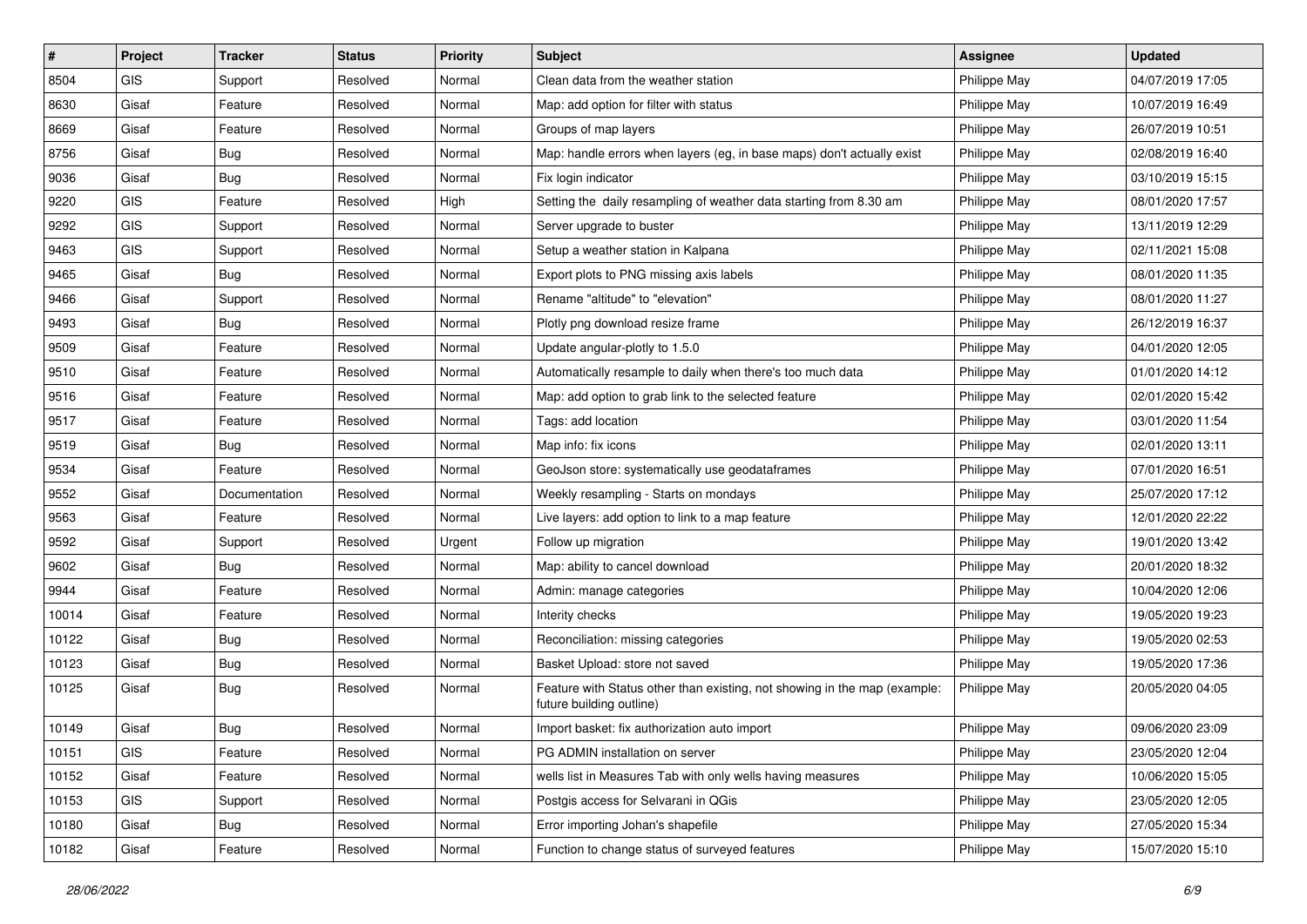| # | Project | Tracker | Status | Priority | Subject | Assignee | Updated |
|---|---|---|---|---|---|---|---|
| 8504 | GIS | Support | Resolved | Normal | Clean data from the weather station | Philippe May | 04/07/2019 17:05 |
| 8630 | Gisaf | Feature | Resolved | Normal | Map: add option for filter with status | Philippe May | 10/07/2019 16:49 |
| 8669 | Gisaf | Feature | Resolved | Normal | Groups of map layers | Philippe May | 26/07/2019 10:51 |
| 8756 | Gisaf | Bug | Resolved | Normal | Map: handle errors when layers (eg, in base maps) don't actually exist | Philippe May | 02/08/2019 16:40 |
| 9036 | Gisaf | Bug | Resolved | Normal | Fix login indicator | Philippe May | 03/10/2019 15:15 |
| 9220 | GIS | Feature | Resolved | High | Setting the daily resampling of weather data starting from 8.30 am | Philippe May | 08/01/2020 17:57 |
| 9292 | GIS | Support | Resolved | Normal | Server upgrade to buster | Philippe May | 13/11/2019 12:29 |
| 9463 | GIS | Support | Resolved | Normal | Setup a weather station in Kalpana | Philippe May | 02/11/2021 15:08 |
| 9465 | Gisaf | Bug | Resolved | Normal | Export plots to PNG missing axis labels | Philippe May | 08/01/2020 11:35 |
| 9466 | Gisaf | Support | Resolved | Normal | Rename "altitude" to "elevation" | Philippe May | 08/01/2020 11:27 |
| 9493 | Gisaf | Bug | Resolved | Normal | Plotly png download resize frame | Philippe May | 26/12/2019 16:37 |
| 9509 | Gisaf | Feature | Resolved | Normal | Update angular-plotly to 1.5.0 | Philippe May | 04/01/2020 12:05 |
| 9510 | Gisaf | Feature | Resolved | Normal | Automatically resample to daily when there's too much data | Philippe May | 01/01/2020 14:12 |
| 9516 | Gisaf | Feature | Resolved | Normal | Map: add option to grab link to the selected feature | Philippe May | 02/01/2020 15:42 |
| 9517 | Gisaf | Feature | Resolved | Normal | Tags: add location | Philippe May | 03/01/2020 11:54 |
| 9519 | Gisaf | Bug | Resolved | Normal | Map info: fix icons | Philippe May | 02/01/2020 13:11 |
| 9534 | Gisaf | Feature | Resolved | Normal | GeoJson store: systematically use geodataframes | Philippe May | 07/01/2020 16:51 |
| 9552 | Gisaf | Documentation | Resolved | Normal | Weekly resampling - Starts on mondays | Philippe May | 25/07/2020 17:12 |
| 9563 | Gisaf | Feature | Resolved | Normal | Live layers: add option to link to a map feature | Philippe May | 12/01/2020 22:22 |
| 9592 | Gisaf | Support | Resolved | Urgent | Follow up migration | Philippe May | 19/01/2020 13:42 |
| 9602 | Gisaf | Bug | Resolved | Normal | Map: ability to cancel download | Philippe May | 20/01/2020 18:32 |
| 9944 | Gisaf | Feature | Resolved | Normal | Admin: manage categories | Philippe May | 10/04/2020 12:06 |
| 10014 | Gisaf | Feature | Resolved | Normal | Interity checks | Philippe May | 19/05/2020 19:23 |
| 10122 | Gisaf | Bug | Resolved | Normal | Reconciliation: missing categories | Philippe May | 19/05/2020 02:53 |
| 10123 | Gisaf | Bug | Resolved | Normal | Basket Upload: store not saved | Philippe May | 19/05/2020 17:36 |
| 10125 | Gisaf | Bug | Resolved | Normal | Feature with Status other than existing, not showing in the map (example: future building outline) | Philippe May | 20/05/2020 04:05 |
| 10149 | Gisaf | Bug | Resolved | Normal | Import basket: fix authorization auto import | Philippe May | 09/06/2020 23:09 |
| 10151 | GIS | Feature | Resolved | Normal | PG ADMIN installation on server | Philippe May | 23/05/2020 12:04 |
| 10152 | Gisaf | Feature | Resolved | Normal | wells list in Measures Tab with only wells having measures | Philippe May | 10/06/2020 15:05 |
| 10153 | GIS | Support | Resolved | Normal | Postgis access for Selvarani in QGis | Philippe May | 23/05/2020 12:05 |
| 10180 | Gisaf | Bug | Resolved | Normal | Error importing Johan's shapefile | Philippe May | 27/05/2020 15:34 |
| 10182 | Gisaf | Feature | Resolved | Normal | Function to change status of surveyed features | Philippe May | 15/07/2020 15:10 |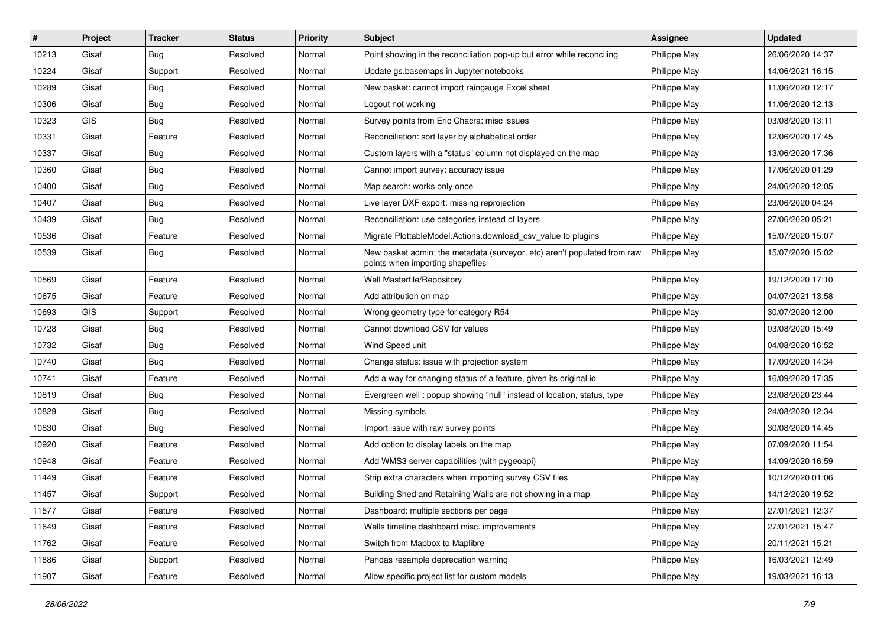| # | Project | Tracker | Status | Priority | Subject | Assignee | Updated |
|---|---|---|---|---|---|---|---|
| 10213 | Gisaf | Bug | Resolved | Normal | Point showing in the reconciliation pop-up but error while reconciling | Philippe May | 26/06/2020 14:37 |
| 10224 | Gisaf | Support | Resolved | Normal | Update gs.basemaps in Jupyter notebooks | Philippe May | 14/06/2021 16:15 |
| 10289 | Gisaf | Bug | Resolved | Normal | New basket: cannot import raingauge Excel sheet | Philippe May | 11/06/2020 12:17 |
| 10306 | Gisaf | Bug | Resolved | Normal | Logout not working | Philippe May | 11/06/2020 12:13 |
| 10323 | GIS | Bug | Resolved | Normal | Survey points from Eric Chacra: misc issues | Philippe May | 03/08/2020 13:11 |
| 10331 | Gisaf | Feature | Resolved | Normal | Reconciliation: sort layer by alphabetical order | Philippe May | 12/06/2020 17:45 |
| 10337 | Gisaf | Bug | Resolved | Normal | Custom layers with a "status" column not displayed on the map | Philippe May | 13/06/2020 17:36 |
| 10360 | Gisaf | Bug | Resolved | Normal | Cannot import survey: accuracy issue | Philippe May | 17/06/2020 01:29 |
| 10400 | Gisaf | Bug | Resolved | Normal | Map search: works only once | Philippe May | 24/06/2020 12:05 |
| 10407 | Gisaf | Bug | Resolved | Normal | Live layer DXF export: missing reprojection | Philippe May | 23/06/2020 04:24 |
| 10439 | Gisaf | Bug | Resolved | Normal | Reconciliation: use categories instead of layers | Philippe May | 27/06/2020 05:21 |
| 10536 | Gisaf | Feature | Resolved | Normal | Migrate PlottableModel.Actions.download_csv_value to plugins | Philippe May | 15/07/2020 15:07 |
| 10539 | Gisaf | Bug | Resolved | Normal | New basket admin: the metadata (surveyor, etc) aren't populated from raw points when importing shapefiles | Philippe May | 15/07/2020 15:02 |
| 10569 | Gisaf | Feature | Resolved | Normal | Well Masterfile/Repository | Philippe May | 19/12/2020 17:10 |
| 10675 | Gisaf | Feature | Resolved | Normal | Add attribution on map | Philippe May | 04/07/2021 13:58 |
| 10693 | GIS | Support | Resolved | Normal | Wrong geometry type for category R54 | Philippe May | 30/07/2020 12:00 |
| 10728 | Gisaf | Bug | Resolved | Normal | Cannot download CSV for values | Philippe May | 03/08/2020 15:49 |
| 10732 | Gisaf | Bug | Resolved | Normal | Wind Speed unit | Philippe May | 04/08/2020 16:52 |
| 10740 | Gisaf | Bug | Resolved | Normal | Change status: issue with projection system | Philippe May | 17/09/2020 14:34 |
| 10741 | Gisaf | Feature | Resolved | Normal | Add a way for changing status of a feature, given its original id | Philippe May | 16/09/2020 17:35 |
| 10819 | Gisaf | Bug | Resolved | Normal | Evergreen well : popup showing "null" instead of location, status, type | Philippe May | 23/08/2020 23:44 |
| 10829 | Gisaf | Bug | Resolved | Normal | Missing symbols | Philippe May | 24/08/2020 12:34 |
| 10830 | Gisaf | Bug | Resolved | Normal | Import issue with raw survey points | Philippe May | 30/08/2020 14:45 |
| 10920 | Gisaf | Feature | Resolved | Normal | Add option to display labels on the map | Philippe May | 07/09/2020 11:54 |
| 10948 | Gisaf | Feature | Resolved | Normal | Add WMS3 server capabilities (with pygeoapi) | Philippe May | 14/09/2020 16:59 |
| 11449 | Gisaf | Feature | Resolved | Normal | Strip extra characters when importing survey CSV files | Philippe May | 10/12/2020 01:06 |
| 11457 | Gisaf | Support | Resolved | Normal | Building Shed and Retaining Walls are not showing in a map | Philippe May | 14/12/2020 19:52 |
| 11577 | Gisaf | Feature | Resolved | Normal | Dashboard: multiple sections per page | Philippe May | 27/01/2021 12:37 |
| 11649 | Gisaf | Feature | Resolved | Normal | Wells timeline dashboard misc. improvements | Philippe May | 27/01/2021 15:47 |
| 11762 | Gisaf | Feature | Resolved | Normal | Switch from Mapbox to Maplibre | Philippe May | 20/11/2021 15:21 |
| 11886 | Gisaf | Support | Resolved | Normal | Pandas resample deprecation warning | Philippe May | 16/03/2021 12:49 |
| 11907 | Gisaf | Feature | Resolved | Normal | Allow specific project list for custom models | Philippe May | 19/03/2021 16:13 |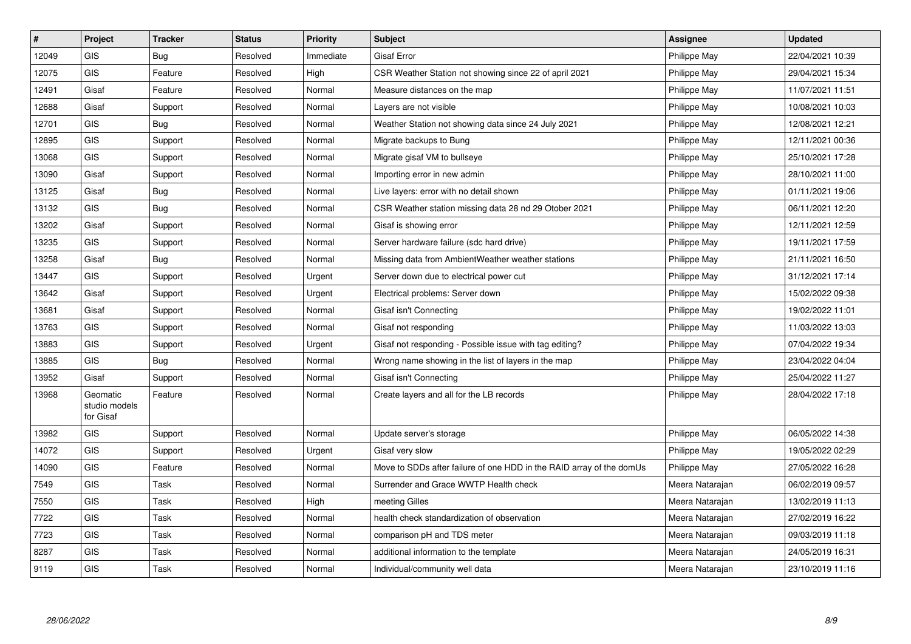| # | Project | Tracker | Status | Priority | Subject | Assignee | Updated |
|---|---|---|---|---|---|---|---|
| 12049 | GIS | Bug | Resolved | Immediate | Gisaf Error | Philippe May | 22/04/2021 10:39 |
| 12075 | GIS | Feature | Resolved | High | CSR Weather Station not showing since 22 of april 2021 | Philippe May | 29/04/2021 15:34 |
| 12491 | Gisaf | Feature | Resolved | Normal | Measure distances on the map | Philippe May | 11/07/2021 11:51 |
| 12688 | Gisaf | Support | Resolved | Normal | Layers are not visible | Philippe May | 10/08/2021 10:03 |
| 12701 | GIS | Bug | Resolved | Normal | Weather Station not showing data since 24 July 2021 | Philippe May | 12/08/2021 12:21 |
| 12895 | GIS | Support | Resolved | Normal | Migrate backups to Bung | Philippe May | 12/11/2021 00:36 |
| 13068 | GIS | Support | Resolved | Normal | Migrate gisaf VM to bullseye | Philippe May | 25/10/2021 17:28 |
| 13090 | Gisaf | Support | Resolved | Normal | Importing error in new admin | Philippe May | 28/10/2021 11:00 |
| 13125 | Gisaf | Bug | Resolved | Normal | Live layers: error with no detail shown | Philippe May | 01/11/2021 19:06 |
| 13132 | GIS | Bug | Resolved | Normal | CSR Weather station missing data 28 nd 29 Otober 2021 | Philippe May | 06/11/2021 12:20 |
| 13202 | Gisaf | Support | Resolved | Normal | Gisaf is showing error | Philippe May | 12/11/2021 12:59 |
| 13235 | GIS | Support | Resolved | Normal | Server hardware failure (sdc hard drive) | Philippe May | 19/11/2021 17:59 |
| 13258 | Gisaf | Bug | Resolved | Normal | Missing data from AmbientWeather weather stations | Philippe May | 21/11/2021 16:50 |
| 13447 | GIS | Support | Resolved | Urgent | Server down due to electrical power cut | Philippe May | 31/12/2021 17:14 |
| 13642 | Gisaf | Support | Resolved | Urgent | Electrical problems: Server down | Philippe May | 15/02/2022 09:38 |
| 13681 | Gisaf | Support | Resolved | Normal | Gisaf isn't Connecting | Philippe May | 19/02/2022 11:01 |
| 13763 | GIS | Support | Resolved | Normal | Gisaf not responding | Philippe May | 11/03/2022 13:03 |
| 13883 | GIS | Support | Resolved | Urgent | Gisaf not responding - Possible issue with tag editing? | Philippe May | 07/04/2022 19:34 |
| 13885 | GIS | Bug | Resolved | Normal | Wrong name showing in the list of layers in the map | Philippe May | 23/04/2022 04:04 |
| 13952 | Gisaf | Support | Resolved | Normal | Gisaf isn't Connecting | Philippe May | 25/04/2022 11:27 |
| 13968 | Geomatic studio models for Gisaf | Feature | Resolved | Normal | Create layers and all for the LB records | Philippe May | 28/04/2022 17:18 |
| 13982 | GIS | Support | Resolved | Normal | Update server's storage | Philippe May | 06/05/2022 14:38 |
| 14072 | GIS | Support | Resolved | Urgent | Gisaf very slow | Philippe May | 19/05/2022 02:29 |
| 14090 | GIS | Feature | Resolved | Normal | Move to SDDs after failure of one HDD in the RAID array of the domUs | Philippe May | 27/05/2022 16:28 |
| 7549 | GIS | Task | Resolved | Normal | Surrender and Grace WWTP Health check | Meera Natarajan | 06/02/2019 09:57 |
| 7550 | GIS | Task | Resolved | High | meeting Gilles | Meera Natarajan | 13/02/2019 11:13 |
| 7722 | GIS | Task | Resolved | Normal | health check standardization of observation | Meera Natarajan | 27/02/2019 16:22 |
| 7723 | GIS | Task | Resolved | Normal | comparison pH and TDS meter | Meera Natarajan | 09/03/2019 11:18 |
| 8287 | GIS | Task | Resolved | Normal | additional information to the template | Meera Natarajan | 24/05/2019 16:31 |
| 9119 | GIS | Task | Resolved | Normal | Individual/community well data | Meera Natarajan | 23/10/2019 11:16 |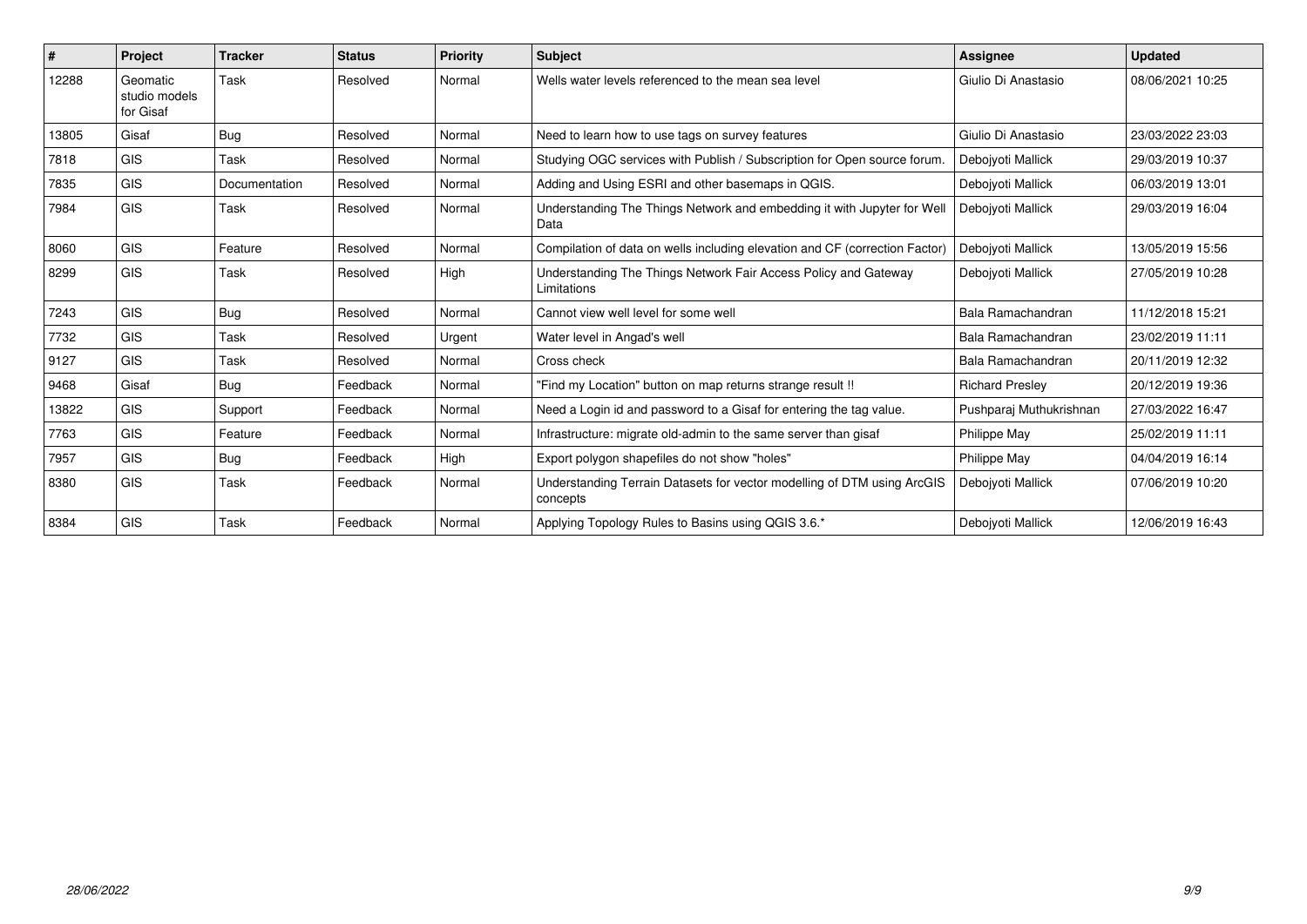| # | Project | Tracker | Status | Priority | Subject | Assignee | Updated |
| --- | --- | --- | --- | --- | --- | --- | --- |
| 12288 | Geomatic studio models for Gisaf | Task | Resolved | Normal | Wells water levels referenced to the mean sea level | Giulio Di Anastasio | 08/06/2021 10:25 |
| 13805 | Gisaf | Bug | Resolved | Normal | Need to learn how to use tags on survey features | Giulio Di Anastasio | 23/03/2022 23:03 |
| 7818 | GIS | Task | Resolved | Normal | Studying OGC services with Publish / Subscription for Open source forum. | Debojyoti Mallick | 29/03/2019 10:37 |
| 7835 | GIS | Documentation | Resolved | Normal | Adding and Using ESRI and other basemaps in QGIS. | Debojyoti Mallick | 06/03/2019 13:01 |
| 7984 | GIS | Task | Resolved | Normal | Understanding The Things Network and embedding it with Jupyter for Well Data | Debojyoti Mallick | 29/03/2019 16:04 |
| 8060 | GIS | Feature | Resolved | Normal | Compilation of data on wells including elevation and CF (correction Factor) | Debojyoti Mallick | 13/05/2019 15:56 |
| 8299 | GIS | Task | Resolved | High | Understanding The Things Network Fair Access Policy and Gateway Limitations | Debojyoti Mallick | 27/05/2019 10:28 |
| 7243 | GIS | Bug | Resolved | Normal | Cannot view well level for some well | Bala Ramachandran | 11/12/2018 15:21 |
| 7732 | GIS | Task | Resolved | Urgent | Water level in Angad's well | Bala Ramachandran | 23/02/2019 11:11 |
| 9127 | GIS | Task | Resolved | Normal | Cross check | Bala Ramachandran | 20/11/2019 12:32 |
| 9468 | Gisaf | Bug | Feedback | Normal | "Find my Location" button on map returns strange result !! | Richard Presley | 20/12/2019 19:36 |
| 13822 | GIS | Support | Feedback | Normal | Need a Login id and password to a Gisaf for entering the tag value. | Pushparaj Muthukrishnan | 27/03/2022 16:47 |
| 7763 | GIS | Feature | Feedback | Normal | Infrastructure: migrate old-admin to the same server than gisaf | Philippe May | 25/02/2019 11:11 |
| 7957 | GIS | Bug | Feedback | High | Export polygon shapefiles do not show "holes" | Philippe May | 04/04/2019 16:14 |
| 8380 | GIS | Task | Feedback | Normal | Understanding Terrain Datasets for vector modelling of DTM using ArcGIS concepts | Debojyoti Mallick | 07/06/2019 10:20 |
| 8384 | GIS | Task | Feedback | Normal | Applying Topology Rules to Basins using QGIS 3.6.* | Debojyoti Mallick | 12/06/2019 16:43 |